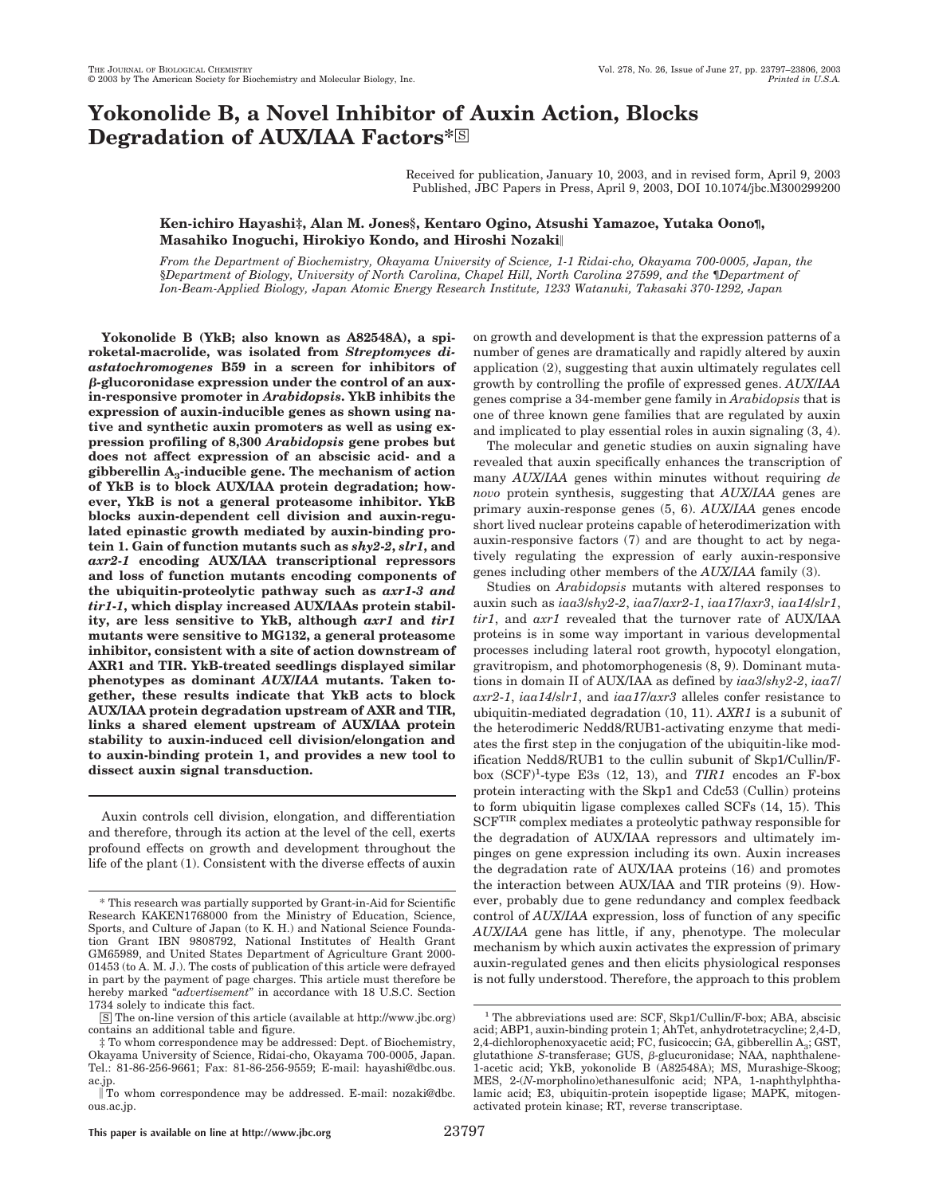# Yokonolide B, a Novel Inhibitor of Auxin Action, Blocks Degradation of AUX/IAA Factors*

Received for publication, January 10, 2003, and in revised form, April 9, 2003
Published, JBC Papers in Press, April 9, 2003, DOI 10.1074/jbc.M300299200

**Ken-ichiro Hayashi‡, Alan M. Jones§, Kentaro Ogino, Atsushi Yamazoe, Yutaka Oono¶, Masahiko Inoguchi, Hirokiyo Kondo, and Hiroshi Nozaki‖**

*From the Department of Biochemistry, Okayama University of Science, 1-1 Ridai-cho, Okayama 700-0005, Japan, the §Department of Biology, University of North Carolina, Chapel Hill, North Carolina 27599, and the ¶Department of Ion-Beam-Applied Biology, Japan Atomic Energy Research Institute, 1233 Watanuki, Takasaki 370-1292, Japan*

**Yokonolide B (YkB; also known as A82548A), a spiroketal-macrolide, was isolated from *Streptomyces diastatochromogenes* B59 in a screen for inhibitors of β-glucoronidase expression under the control of an auxin-responsive promoter in *Arabidopsis*. YkB inhibits the expression of auxin-inducible genes as shown using native and synthetic auxin promoters as well as using expression profiling of 8,300 *Arabidopsis* gene probes but does not affect expression of an abscisic acid- and a gibberellin $A_3$-inducible gene. The mechanism of action of YkB is to block AUX/IAA protein degradation; however, YkB is not a general proteasome inhibitor. YkB blocks auxin-dependent cell division and auxin-regulated epinastic growth mediated by auxin-binding protein 1. Gain of function mutants such as *shy2-2*, *slr1*, and *axr2-1* encoding AUX/IAA transcriptional repressors and loss of function mutants encoding components of the ubiquitin-proteolytic pathway such as *axr1-3 and tir1-1*, which display increased AUX/IAAs protein stability, are less sensitive to YkB, although *axr1* and *tir1* mutants were sensitive to MG132, a general proteasome inhibitor, consistent with a site of action downstream of AXR1 and TIR. YkB-treated seedlings displayed similar phenotypes as dominant *AUX/IAA* mutants. Taken together, these results indicate that YkB acts to block AUX/IAA protein degradation upstream of AXR and TIR, links a shared element upstream of AUX/IAA protein stability to auxin-induced cell division/elongation and to auxin-binding protein 1, and provides a new tool to dissect auxin signal transduction.**

Auxin controls cell division, elongation, and differentiation and therefore, through its action at the level of the cell, exerts profound effects on growth and development throughout the life of the plant (1). Consistent with the diverse effects of auxin on growth and development is that the expression patterns of a number of genes are dramatically and rapidly altered by auxin application (2), suggesting that auxin ultimately regulates cell growth by controlling the profile of expressed genes. *AUX/IAA* genes comprise a 34-member gene family in *Arabidopsis* that is one of three known gene families that are regulated by auxin and implicated to play essential roles in auxin signaling (3, 4).

The molecular and genetic studies on auxin signaling have revealed that auxin specifically enhances the transcription of many *AUX/IAA* genes within minutes without requiring *de novo* protein synthesis, suggesting that *AUX/IAA* genes are primary auxin-response genes (5, 6). *AUX/IAA* genes encode short lived nuclear proteins capable of heterodimerization with auxin-responsive factors (7) and are thought to act by negatively regulating the expression of early auxin-responsive genes including other members of the *AUX/IAA* family (3).

Studies on *Arabidopsis* mutants with altered responses to auxin such as *iaa3/shy2-2*, *iaa7/axr2-1*, *iaa17/axr3*, *iaa14/slr1*, *tir1*, and *axr1* revealed that the turnover rate of AUX/IAA proteins is in some way important in various developmental processes including lateral root growth, hypocotyl elongation, gravitropism, and photomorphogenesis (8, 9). Dominant mutations in domain II of AUX/IAA as defined by *iaa3/shy2-2*, *iaa7/axr2-1*, *iaa14/slr1*, and *iaa17/axr3* alleles confer resistance to ubiquitin-mediated degradation (10, 11). *AXR1* is a subunit of the heterodimeric Nedd8/RUB1-activating enzyme that mediates the first step in the conjugation of the ubiquitin-like modification Nedd8/RUB1 to the cullin subunit of Skp1/Cullin/F-box (SCF)[1]-type E3s (12, 13), and *TIR1* encodes an F-box protein interacting with the Skp1 and Cdc53 (Cullin) proteins to form ubiquitin ligase complexes called SCFs (14, 15). This $SCF^{TIR}$ complex mediates a proteolytic pathway responsible for the degradation of AUX/IAA repressors and ultimately impinges on gene expression including its own. Auxin increases the degradation rate of AUX/IAA proteins (16) and promotes the interaction between AUX/IAA and TIR proteins (9). However, probably due to gene redundancy and complex feedback control of *AUX/IAA* expression, loss of function of any specific *AUX/IAA* gene has little, if any, phenotype. The molecular mechanism by which auxin activates the expression of primary auxin-regulated genes and then elicits physiological responses is not fully understood. Therefore, the approach to this problem

---

\* This research was partially supported by Grant-in-Aid for Scientific Research KAKEN1768000 from the Ministry of Education, Science, Sports, and Culture of Japan (to K. H.) and National Science Foundation Grant IBN 9808792, National Institutes of Health Grant GM65989, and United States Department of Agriculture Grant 2000-01453 (to A. M. J.). The costs of publication of this article were defrayed in part by the payment of page charges. This article must therefore be hereby marked "*advertisement*" in accordance with 18 U.S.C. Section 1734 solely to indicate this fact.

S The on-line version of this article (available at http://www.jbc.org) contains an additional table and figure.

‡ To whom correspondence may be addressed: Dept. of Biochemistry, Okayama University of Science, Ridai-cho, Okayama 700-0005, Japan. Tel.: 81-86-256-9661; Fax: 81-86-256-9559; E-mail: hayashi@dbc.ous.ac.jp.

‖ To whom correspondence may be addressed. E-mail: nozaki@dbc.ous.ac.jp.

[1] The abbreviations used are: SCF, Skp1/Cullin/F-box; ABA, abscisic acid; ABP1, auxin-binding protein 1; AhTet, anhydrotetracycline; 2,4-D, 2,4-dichlorophenoxyacetic acid; FC, fusicoccin; GA, gibberellin $A_3$; GST, glutathione *S*-transferase; GUS, β-glucuronidase; NAA, naphthalene-1-acetic acid; YkB, yokonolide B (A82548A); MS, Murashige-Skoog; MES, 2-(*N*-morpholino)ethanesulfonic acid; NPA, 1-naphthylphthalamic acid; E3, ubiquitin-protein isopeptide ligase; MAPK, mitogen-activated protein kinase; RT, reverse transcriptase.

This paper is available on line at http://www.jbc.org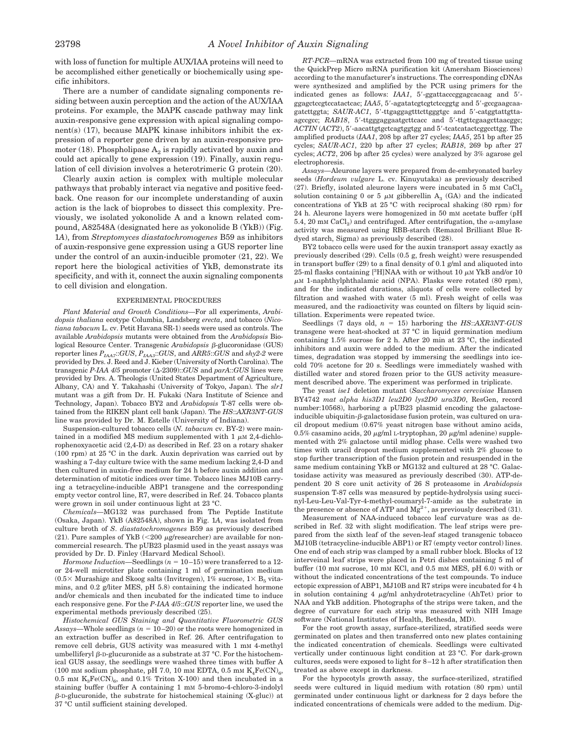with loss of function for multiple AUX/IAA proteins will need to be accomplished either genetically or biochemically using specific inhibitors.

There are a number of candidate signaling components residing between auxin perception and the action of the AUX/IAA proteins. For example, the MAPK cascade pathway may link auxin-responsive gene expression with apical signaling component(s) (17), because MAPK kinase inhibitors inhibit the expression of a reporter gene driven by an auxin-responsive promoter (18). Phospholipase $A_2$ is rapidly activated by auxin and could act apically to gene expression (19). Finally, auxin regulation of cell division involves a heterotrimeric G protein (20).

Clearly auxin action is complex with multiple molecular pathways that probably interact via negative and positive feedback. One reason for our incomplete understanding of auxin action is the lack of bioprobes to dissect this complexity. Previously, we isolated yokonolide A and a known related compound, A82548A (designated here as yokonolide B (YkB)) (Fig. 1*A*), from *Streptomyces diastatochromogenes* B59 as inhibitors of auxin-responsive gene expression using a GUS reporter line under the control of an auxin-inducible promoter (21, 22). We report here the biological activities of YkB, demonstrate its specificity, and with it, connect the auxin signaling components to cell division and elongation.

## EXPERIMENTAL PROCEDURES

*Plant Material and Growth Conditions*—For all experiments, *Arabidopsis thaliana* ecotype Columbia, Landsberg *erecta*, and tobacco (*Nicotiana tabacum* L. cv. Petit Havana SR-1) seeds were used as controls. The available *Arabidopsis* mutants were obtained from the *Arabidopsis* Biological Resource Center. Transgenic *Arabidopsis* β-glucoronidase (GUS) reporter lines $P_{IAA7}$::*GUS*, $P_{IAA3}$::*GUS*, and *ARR5*::*GUS* and *shy2-2* were provided by Drs. J. Reed and J. Kieber (University of North Carolina). The transgenic *P-IAA 4/5* promoter (Δ-2309)::*GUS* and *parA*::*GUS* lines were provided by Drs. A. Theologis (United States Department of Agriculture, Albany, CA) and Y. Takahashi (University of Tokyo, Japan). The *slr1* mutant was a gift from Dr. H. Fukaki (Nara Institute of Science and Technology, Japan). Tobacco BY2 and *Arabidopsis* T-87 cells were obtained from the RIKEN plant cell bank (Japan). The *HS*::*AXR3NT-GUS* line was provided by Dr. M. Estelle (University of Indiana).

Suspension-cultured tobacco cells (*N. tabacum* cv. BY-2) were maintained in a modified MS medium supplemented with 1 μM 2,4-dichlorophenoxyacetic acid (2,4-D) as described in Ref. 23 on a rotary shaker (100 rpm) at 25 °C in the dark. Auxin deprivation was carried out by washing a 7-day culture twice with the same medium lacking 2,4-D and then cultured in auxin-free medium for 24 h before auxin addition and determination of mitotic indices over time. Tobacco lines MJ10B carrying a tetracycline-inducible ABP1 transgene and the corresponding empty vector control line, R7, were described in Ref. 24. Tobacco plants were grown in soil under continuous light at 23 °C.

*Chemicals*—MG132 was purchased from The Peptide Institute (Osaka, Japan). YkB (A82548A), shown in Fig. 1*A*, was isolated from culture broth of *S. diastatochromogenes* B59 as previously described (21). Pure samples of YkB (<200 μg/researcher) are available for noncommercial research. The pUB23 plasmid used in the yeast assays was provided by Dr. D. Finley (Harvard Medical School).

*Hormone Induction*—Seedlings ($n$ = 10–15) were transferred to a 12- or 24-well microtiter plate containing 1 ml of germination medium (0.5× Murashige and Skoog salts (Invitrogen), 1% sucrose, 1× $B_5$ vitamins, and 0.2 g/liter MES, pH 5.8) containing the indicated hormone and/or chemicals and then incubated for the indicated time to induce each responsive gene. For the *P-IAA 4/5*::*GUS* reporter line, we used the experimental methods previously described (25).

*Histochemical GUS Staining and Quantitative Fluorometric GUS Assays*—Whole seedlings ($n$ = 10–20) or the roots were homogenized in an extraction buffer as described in Ref. 26. After centrifugation to remove cell debris, GUS activity was measured with 1 mM 4-methyl umbelliferyl β-D-glucuronide as a substrate at 37 °C. For the histochemical GUS assay, the seedlings were washed three times with buffer A (100 mM sodium phosphate, pH 7.0, 10 mM EDTA, 0.5 mM $K_4Fe(CN)_6$, 0.5 mM $K_3Fe(CN)_6$, and 0.1% Triton X-100) and then incubated in a staining buffer (buffer A containing 1 mM 5-bromo-4-chloro-3-indolyl β-D-glucuronide, the substrate for histochemical staining (X-gluc)) at 37 °C until sufficient staining developed.

*RT-PCR*—mRNA was extracted from 100 mg of treated tissue using the QuickPrep Micro mRNA purification kit (Amersham Biosciences) according to the manufacturer's instructions. The corresponding cDNAs were synthesized and amplified by the PCR using primers for the indicated genes as follows: *IAA1*, 5′-ggattacccggagcacaag and 5′-ggagctccgtccatactcac; *IAA5*, 5′-agatatcgtcgtctccggtg and 5′-gccgaagcaagatcttggta; *SAUR-AC1*, 5′-ttgaggagtttcttgggtgc and 5′-catggtattgttaagccgcc; *RAB18*, 5′-ttgggaggaatgcttcacc and 5′-ttgttcgaagcttaacggc; *ACTIN* (*ACT2*), 5′-aacattgtgctcagtggtgg and 5′-tcatcatactcggccttgg. The amplified products (*IAA1*, 208 bp after 27 cycles; *IAA5*, 251 bp after 25 cycles; *SAUR-AC1*, 220 bp after 27 cycles; *RAB18*, 269 bp after 27 cycles; *ACT2*, 206 bp after 25 cycles) were analyzed by 3% agarose gel electrophoresis.

*Assays*—Aleurone layers were prepared from de-embryonated barley seeds (*Hordeum vulgare* L. cv. Kinuyutaka) as previously described (27). Briefly, isolated aleurone layers were incubated in 5 mM $CaCl_2$ solution containing 0 or 5 μM gibberellin $A_3$ (GA) and the indicated concentrations of YkB at 25 °C with reciprocal shaking (80 rpm) for 24 h. Aleurone layers were homogenized in 50 mM acetate buffer (pH 5.4, 20 mM $CaCl_2$) and centrifuged. After centrifugation, the α-amylase activity was measured using RBB-starch (Remazol Brilliant Blue R-dyed starch, Sigma) as previously described (28).

BY2 tobacco cells were used for the auxin transport assay exactly as previously described (29). Cells (0.5 g, fresh weight) were resuspended in transport buffer (29) to a final density of 0.1 g/ml and aliquoted into 25-ml flasks containing [$^3$H]NAA with or without 10 μM YkB and/or 10 μM 1-naphthylphthalamic acid (NPA). Flasks were rotated (80 rpm), and for the indicated durations, aliquots of cells were collected by filtration and washed with water (5 ml). Fresh weight of cells was measured, and the radioactivity was counted on filters by liquid scintillation. Experiments were repeated twice.

Seedlings (7 days old, $n$ = 15) harboring the *HS*::*AXR3NT-GUS* transgene were heat-shocked at 37 °C in liquid germination medium containing 1.5% sucrose for 2 h. After 20 min at 23 °C, the indicated inhibitors and auxin were added to the medium. After the indicated times, degradation was stopped by immersing the seedlings into ice-cold 70% acetone for 20 s. Seedlings were immediately washed with distilled water and stored frozen prior to the GUS activity measurement described above. The experiment was performed in triplicate.

The yeast *ise1* deletion mutant (*Saccharomyces cerevisiae* Hansen BY4742 *mat alpha his3D1 leu2D0 lys2D0 ura3D0*, ResGen, record number:10568), harboring a pUB23 plasmid encoding the galactose-inducible ubiquitin-β-galactosidase fusion protein, was cultured on uracil dropout medium (0.67% yeast nitrogen base without amino acids, 0.5% casamino acids, 20 μg/ml L-tryptophan, 20 μg/ml adenine) supplemented with 2% galactose until midlog phase. Cells were washed two times with uracil dropout medium supplemented with 2% glucose to stop further transcription of the fusion protein and resuspended in the same medium containing YkB or MG132 and cultured at 28 °C. Galactosidase activity was measured as previously described (30). ATP-dependent 20 S core unit activity of 26 S proteasome in *Arabidopsis* suspension T-87 cells was measured by peptide-hydrolysis using succinyl-Leu-Leu-Val-Tyr-4-methyl-coumaryl-7-amide as the substrate in the presence or absence of ATP and $Mg^{2+}$, as previously described (31).

Measurement of NAA-induced tobacco leaf curvature was as described in Ref. 32 with slight modification. The leaf strips were prepared from the sixth leaf of the seven-leaf staged transgenic tobacco MJ10B (tetracycline-inducible ABP1) or R7 (empty vector control) lines. One end of each strip was clamped by a small rubber block. Blocks of 12 interveinal leaf strips were placed in Petri dishes containing 5 ml of buffer (10 mM sucrose, 10 mM KCl, and 0.5 mM MES, pH 6.0) with or without the indicated concentrations of the test compounds. To induce ectopic expression of ABP1, MJ10B and R7 strips were incubated for 4 h in solution containing 4 μg/ml anhydrotetracycline (AhTet) prior to NAA and YkB addition. Photographs of the strips were taken, and the degree of curvature for each strip was measured with NIH Image software (National Institutes of Health, Bethesda, MD).

For the root growth assay, surface-sterilized, stratified seeds were germinated on plates and then transferred onto new plates containing the indicated concentration of chemicals. Seedlings were cultivated vertically under continuous light condition at 23 °C. For dark-grown cultures, seeds were exposed to light for 8–12 h after stratification then treated as above except in darkness.

For the hypocotyls growth assay, the surface-sterilized, stratified seeds were cultured in liquid medium with rotation (80 rpm) until germinated under continuous light or darkness for 2 days before the indicated concentrations of chemicals were added to the medium. Dig-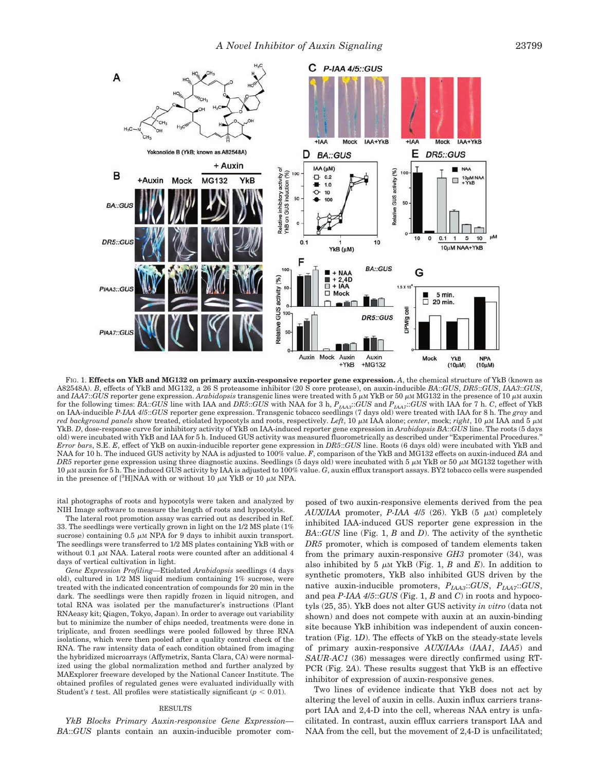FIG. 1. **Effects on YkB and MG132 on primary auxin-responsive reporter gene expression.** *A*, the chemical structure of YkB (known as A82548A). *B*, effects of YkB and MG132, a 26 S proteasome inhibitor (20 S core protease), on auxin-inducible *BA*::*GUS*, *DR5*::*GUS*, *IAA3*::*GUS*, and *IAA7*::*GUS* reporter gene expression. *Arabidopsis* transgenic lines were treated with 5 μM YkB or 50 μM MG132 in the presence of 10 μM auxin for the following times: *BA*::*GUS* line with IAA and *DR5*::*GUS* with NAA for 3 h, $P_{IAA3}$::*GUS* and $P_{IAA7}$::*GUS* with IAA for 7 h. *C*, effect of YkB on IAA-inducible *P-IAA 4/5*::*GUS* reporter gene expression. Transgenic tobacco seedlings (7 days old) were treated with IAA for 8 h. The *gray* and *red background panels* show treated, etiolated hypocotyls and roots, respectively. *Left*, 10 μM IAA alone; *center*, mock; *right*, 10 μM IAA and 5 μM YkB. *D*, dose-response curve for inhibitory activity of YkB on IAA-induced reporter gene expression in *Arabidopsis BA*::*GUS* line. The roots (5 days old) were incubated with YkB and IAA for 5 h. Induced GUS activity was measured fluorometrically as described under "Experimental Procedures." *Error bars*, S.E. *E*, effect of YkB on auxin-inducible reporter gene expression in *DR5*::*GUS* line. Roots (6 days old) were incubated with YkB and NAA for 10 h. The induced GUS activity by NAA is adjusted to 100% value. *F*, comparison of the YkB and MG132 effects on auxin-induced *BA* and *DR5* reporter gene expression using three diagnostic auxins. Seedlings (5 days old) were incubated with 5 μM YkB or 50 μM MG132 together with 10 μM auxin for 5 h. The induced GUS activity by IAA is adjusted to 100% value. *G*, auxin efflux transport assays. BY2 tobacco cells were suspended in the presence of [$^{3}$H]NAA with or without 10 μM YkB or 10 μM NPA.

ital photographs of roots and hypocotyls were taken and analyzed by NIH Image software to measure the length of roots and hypocotyls.

The lateral root promotion assay was carried out as described in Ref. 33. The seedlings were vertically grown in light on the 1/2 MS plate (1% sucrose) containing 0.5 μM NPA for 9 days to inhibit auxin transport. The seedlings were transferred to 1/2 MS plates containing YkB with or without 0.1 μM NAA. Lateral roots were counted after an additional 4 days of vertical cultivation in light.

*Gene Expression Profiling*—Etiolated *Arabidopsis* seedlings (4 days old), cultured in 1/2 MS liquid medium containing 1% sucrose, were treated with the indicated concentration of compounds for 20 min in the dark. The seedlings were then rapidly frozen in liquid nitrogen, and total RNA was isolated per the manufacturer's instructions (Plant RNAeasy kit; Qiagen, Tokyo, Japan). In order to average out variability but to minimize the number of chips needed, treatments were done in triplicate, and frozen seedlings were pooled followed by three RNA isolations, which were then pooled after a quality control check of the RNA. The raw intensity data of each condition obtained from imaging the hybridized microarrays (Affymetrix, Santa Clara, CA) were normalized using the global normalization method and further analyzed by MAExplorer freeware developed by the National Cancer Institute. The obtained profiles of regulated genes were evaluated individually with Student's *t* test. All profiles were statistically significant ($p < 0.01$).

## RESULTS

*YkB Blocks Primary Auxin-responsive Gene Expression*—*BA*::*GUS* plants contain an auxin-inducible promoter composed of two auxin-responsive elements derived from the pea *AUX/IAA* promoter, *P-IAA 4/5* (26). YkB (5 μM) completely inhibited IAA-induced GUS reporter gene expression in the *BA*::*GUS* line (Fig. 1, *B* and *D*). The activity of the synthetic *DR5* promoter, which is composed of tandem elements taken from the primary auxin-responsive *GH3* promoter (34), was also inhibited by 5 μM YkB (Fig. 1, *B* and *E*). In addition to synthetic promoters, YkB also inhibited GUS driven by the native auxin-inducible promoters, $P_{IAA3}$::*GUS*, $P_{IAA7}$::*GUS*, and pea *P-IAA 4/5*::*GUS* (Fig. 1, *B* and *C*) in roots and hypocotyls (25, 35). YkB does not alter GUS activity *in vitro* (data not shown) and does not compete with auxin at an auxin-binding site because YkB inhibition was independent of auxin concentration (Fig. 1*D*). The effects of YkB on the steady-state levels of primary auxin-responsive *AUX/IAAs* (*IAA1*, *IAA5*) and *SAUR-AC1* (36) messages were directly confirmed using RT-PCR (Fig. 2*A*). These results suggest that YkB is an effective inhibitor of expression of auxin-responsive genes.

Two lines of evidence indicate that YkB does not act by altering the level of auxin in cells. Auxin influx carriers transport IAA and 2,4-D into the cell, whereas NAA entry is unfacilitated. In contrast, auxin efflux carriers transport IAA and NAA from the cell, but the movement of 2,4-D is unfacilitated;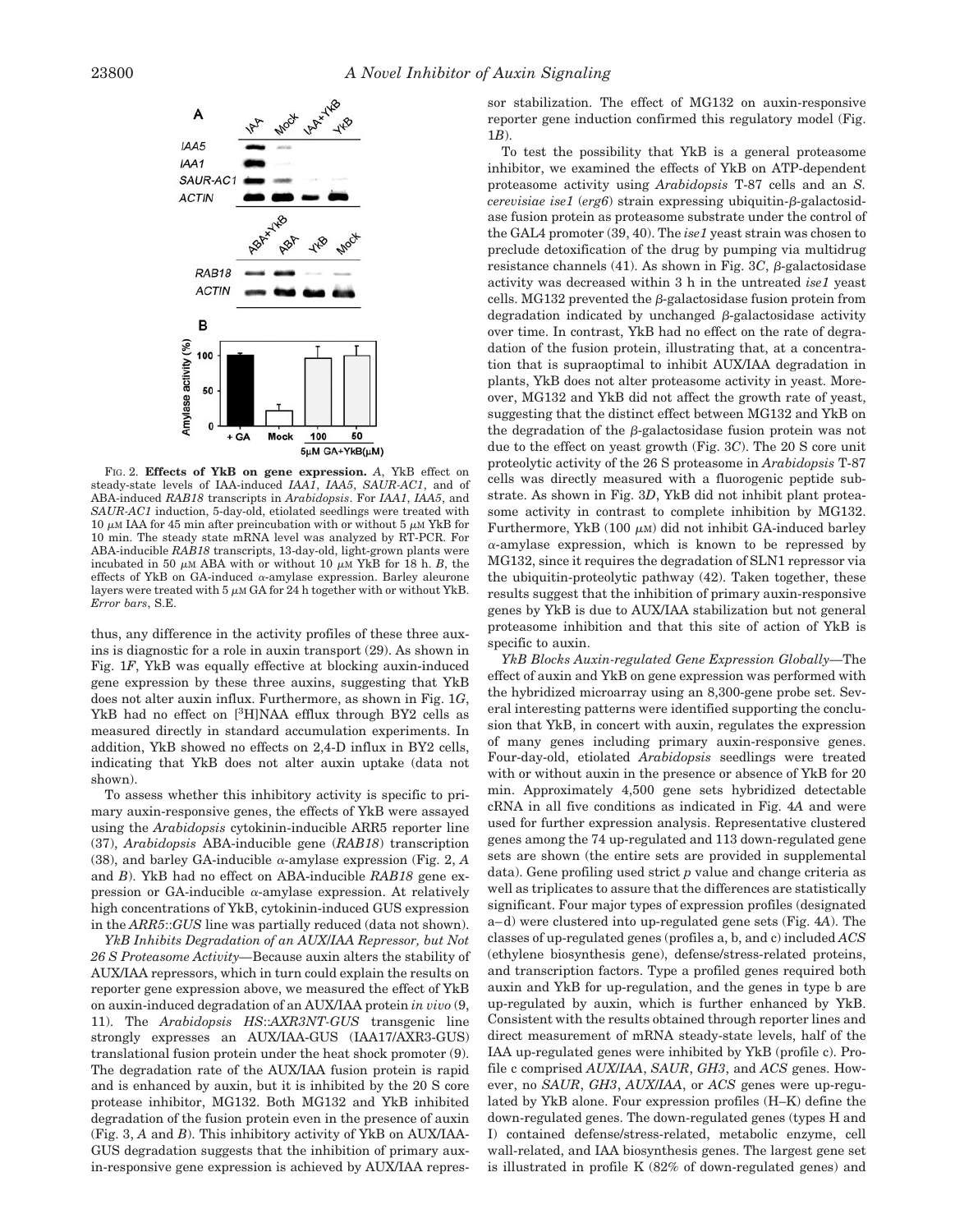FIG. 2. **Effects of YkB on gene expression.** *A*, YkB effect on steady-state levels of IAA-induced *IAA1*, *IAA5*, *SAUR-AC1*, and of ABA-induced *RAB18* transcripts in *Arabidopsis*. For *IAA1*, *IAA5*, and *SAUR-AC1* induction, 5-day-old, etiolated seedlings were treated with 10 μM IAA for 45 min after preincubation with or without 5 μM YkB for 10 min. The steady state mRNA level was analyzed by RT-PCR. For ABA-inducible *RAB18* transcripts, 13-day-old, light-grown plants were incubated in 50 μM ABA with or without 10 μM YkB for 18 h. *B*, the effects of YkB on GA-induced α-amylase expression. Barley aleurone layers were treated with 5 μM GA for 24 h together with or without YkB. *Error bars*, S.E.

thus, any difference in the activity profiles of these three auxins is diagnostic for a role in auxin transport (29). As shown in Fig. 1*F*, YkB was equally effective at blocking auxin-induced gene expression by these three auxins, suggesting that YkB does not alter auxin influx. Furthermore, as shown in Fig. 1*G*, YkB had no effect on [$^3$H]NAA efflux through BY2 cells as measured directly in standard accumulation experiments. In addition, YkB showed no effects on 2,4-D influx in BY2 cells, indicating that YkB does not alter auxin uptake (data not shown).

To assess whether this inhibitory activity is specific to primary auxin-responsive genes, the effects of YkB were assayed using the *Arabidopsis* cytokinin-inducible ARR5 reporter line (37), *Arabidopsis* ABA-inducible gene (*RAB18*) transcription (38), and barley GA-inducible α-amylase expression (Fig. 2, *A* and *B*). YkB had no effect on ABA-inducible *RAB18* gene expression or GA-inducible α-amylase expression. At relatively high concentrations of YkB, cytokinin-induced GUS expression in the *ARR5*::*GUS* line was partially reduced (data not shown).

*YkB Inhibits Degradation of an AUX/IAA Repressor, but Not 26 S Proteasome Activity*—Because auxin alters the stability of AUX/IAA repressors, which in turn could explain the results on reporter gene expression above, we measured the effect of YkB on auxin-induced degradation of an AUX/IAA protein *in vivo* (9, 11). The *Arabidopsis HS*::*AXR3NT-GUS* transgenic line strongly expresses an AUX/IAA-GUS (IAA17/AXR3-GUS) translational fusion protein under the heat shock promoter (9). The degradation rate of the AUX/IAA fusion protein is rapid and is enhanced by auxin, but it is inhibited by the 20 S core protease inhibitor, MG132. Both MG132 and YkB inhibited degradation of the fusion protein even in the presence of auxin (Fig. 3, *A* and *B*). This inhibitory activity of YkB on AUX/IAA-GUS degradation suggests that the inhibition of primary auxin-responsive gene expression is achieved by AUX/IAA repressor stabilization. The effect of MG132 on auxin-responsive reporter gene induction confirmed this regulatory model (Fig. 1*B*).

To test the possibility that YkB is a general proteasome inhibitor, we examined the effects of YkB on ATP-dependent proteasome activity using *Arabidopsis* T-87 cells and an *S. cerevisiae ise1* (*erg6*) strain expressing ubiquitin-β-galactosidase fusion protein as proteasome substrate under the control of the GAL4 promoter (39, 40). The *ise1* yeast strain was chosen to preclude detoxification of the drug by pumping via multidrug resistance channels (41). As shown in Fig. 3*C*, β-galactosidase activity was decreased within 3 h in the untreated *ise1* yeast cells. MG132 prevented the β-galactosidase fusion protein from degradation indicated by unchanged β-galactosidase activity over time. In contrast, YkB had no effect on the rate of degradation of the fusion protein, illustrating that, at a concentration that is supraoptimal to inhibit AUX/IAA degradation in plants, YkB does not alter proteasome activity in yeast. Moreover, MG132 and YkB did not affect the growth rate of yeast, suggesting that the distinct effect between MG132 and YkB on the degradation of the β-galactosidase fusion protein was not due to the effect on yeast growth (Fig. 3*C*). The 20 S core unit proteolytic activity of the 26 S proteasome in *Arabidopsis* T-87 cells was directly measured with a fluorogenic peptide substrate. As shown in Fig. 3*D*, YkB did not inhibit plant proteasome activity in contrast to complete inhibition by MG132. Furthermore, YkB (100 μM) did not inhibit GA-induced barley α-amylase expression, which is known to be repressed by MG132, since it requires the degradation of SLN1 repressor via the ubiquitin-proteolytic pathway (42). Taken together, these results suggest that the inhibition of primary auxin-responsive genes by YkB is due to AUX/IAA stabilization but not general proteasome inhibition and that this site of action of YkB is specific to auxin.

*YkB Blocks Auxin-regulated Gene Expression Globally*—The effect of auxin and YkB on gene expression was performed with the hybridized microarray using an 8,300-gene probe set. Several interesting patterns were identified supporting the conclusion that YkB, in concert with auxin, regulates the expression of many genes including primary auxin-responsive genes. Four-day-old, etiolated *Arabidopsis* seedlings were treated with or without auxin in the presence or absence of YkB for 20 min. Approximately 4,500 gene sets hybridized detectable cRNA in all five conditions as indicated in Fig. 4*A* and were used for further expression analysis. Representative clustered genes among the 74 up-regulated and 113 down-regulated gene sets are shown (the entire sets are provided in supplemental data). Gene profiling used strict *p* value and change criteria as well as triplicates to assure that the differences are statistically significant. Four major types of expression profiles (designated a–d) were clustered into up-regulated gene sets (Fig. 4*A*). The classes of up-regulated genes (profiles a, b, and c) included *ACS* (ethylene biosynthesis gene), defense/stress-related proteins, and transcription factors. Type a profiled genes required both auxin and YkB for up-regulation, and the genes in type b are up-regulated by auxin, which is further enhanced by YkB. Consistent with the results obtained through reporter lines and direct measurement of mRNA steady-state levels, half of the IAA up-regulated genes were inhibited by YkB (profile c). Profile c comprised *AUX/IAA*, *SAUR*, *GH3*, and *ACS* genes. However, no *SAUR*, *GH3*, *AUX/IAA*, or *ACS* genes were up-regulated by YkB alone. Four expression profiles (H–K) define the down-regulated genes. The down-regulated genes (types H and I) contained defense/stress-related, metabolic enzyme, cell wall-related, and IAA biosynthesis genes. The largest gene set is illustrated in profile K (82% of down-regulated genes) and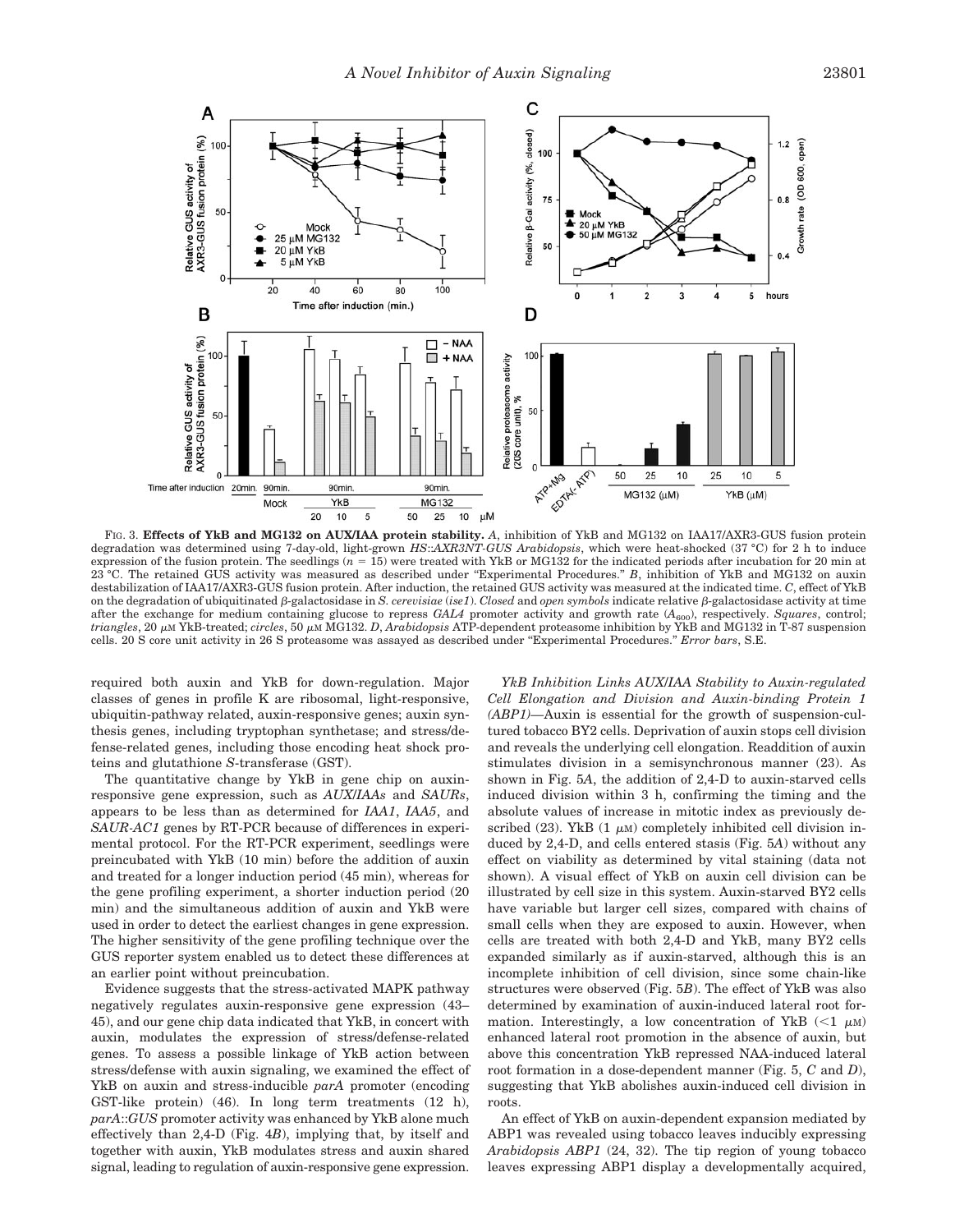FIG. 3. **Effects of YkB and MG132 on AUX/IAA protein stability.** *A*, inhibition of YkB and MG132 on IAA17/AXR3-GUS fusion protein degradation was determined using 7-day-old, light-grown *HS::AXR3NT-GUS Arabidopsis*, which were heat-shocked (37 °C) for 2 h to induce expression of the fusion protein. The seedlings ($n = 15$) were treated with YkB or MG132 for the indicated periods after incubation for 20 min at 23 °C. The retained GUS activity was measured as described under "Experimental Procedures." *B*, inhibition of YkB and MG132 on auxin destabilization of IAA17/AXR3-GUS fusion protein. After induction, the retained GUS activity was measured at the indicated time. *C*, effect of YkB on the degradation of ubiquitinated β-galactosidase in *S. cerevisiae* (*ise1*). *Closed* and *open symbols* indicate relative β-galactosidase activity at time after the exchange for medium containing glucose to repress *GAL4* promoter activity and growth rate ($A_{600}$), respectively. *Squares*, control; *triangles*, 20 μM YkB-treated; *circles*, 50 μM MG132. *D*, *Arabidopsis* ATP-dependent proteasome inhibition by YkB and MG132 in T-87 suspension cells. 20 S core unit activity in 26 S proteasome was assayed as described under "Experimental Procedures." *Error bars*, S.E.

required both auxin and YkB for down-regulation. Major classes of genes in profile K are ribosomal, light-responsive, ubiquitin-pathway related, auxin-responsive genes; auxin synthesis genes, including tryptophan synthetase; and stress/defense-related genes, including those encoding heat shock proteins and glutathione *S*-transferase (GST).

The quantitative change by YkB in gene chip on auxin-responsive gene expression, such as *AUX/IAAs* and *SAURs*, appears to be less than as determined for *IAA1*, *IAA5*, and *SAUR-AC1* genes by RT-PCR because of differences in experimental protocol. For the RT-PCR experiment, seedlings were preincubated with YkB (10 min) before the addition of auxin and treated for a longer induction period (45 min), whereas for the gene profiling experiment, a shorter induction period (20 min) and the simultaneous addition of auxin and YkB were used in order to detect the earliest changes in gene expression. The higher sensitivity of the gene profiling technique over the GUS reporter system enabled us to detect these differences at an earlier point without preincubation.

Evidence suggests that the stress-activated MAPK pathway negatively regulates auxin-responsive gene expression (43–45), and our gene chip data indicated that YkB, in concert with auxin, modulates the expression of stress/defense-related genes. To assess a possible linkage of YkB action between stress/defense with auxin signaling, we examined the effect of YkB on auxin and stress-inducible *parA* promoter (encoding GST-like protein) (46). In long term treatments (12 h), *parA::GUS* promoter activity was enhanced by YkB alone much effectively than 2,4-D (Fig. 4*B*), implying that, by itself and together with auxin, YkB modulates stress and auxin shared signal, leading to regulation of auxin-responsive gene expression.

*YkB Inhibition Links AUX/IAA Stability to Auxin-regulated Cell Elongation and Division and Auxin-binding Protein 1 (ABP1)*—Auxin is essential for the growth of suspension-cultured tobacco BY2 cells. Deprivation of auxin stops cell division and reveals the underlying cell elongation. Readdition of auxin stimulates division in a semisynchronous manner (23). As shown in Fig. 5*A*, the addition of 2,4-D to auxin-starved cells induced division within 3 h, confirming the timing and the absolute values of increase in mitotic index as previously described (23). YkB (1 μM) completely inhibited cell division induced by 2,4-D, and cells entered stasis (Fig. 5*A*) without any effect on viability as determined by vital staining (data not shown). A visual effect of YkB on auxin cell division can be illustrated by cell size in this system. Auxin-starved BY2 cells have variable but larger cell sizes, compared with chains of small cells when they are exposed to auxin. However, when cells are treated with both 2,4-D and YkB, many BY2 cells expanded similarly as if auxin-starved, although this is an incomplete inhibition of cell division, since some chain-like structures were observed (Fig. 5*B*). The effect of YkB was also determined by examination of auxin-induced lateral root formation. Interestingly, a low concentration of YkB (<1 μM) enhanced lateral root promotion in the absence of auxin, but above this concentration YkB repressed NAA-induced lateral root formation in a dose-dependent manner (Fig. 5, *C* and *D*), suggesting that YkB abolishes auxin-induced cell division in roots.

An effect of YkB on auxin-dependent expansion mediated by ABP1 was revealed using tobacco leaves inducibly expressing *Arabidopsis ABP1* (24, 32). The tip region of young tobacco leaves expressing ABP1 display a developmentally acquired,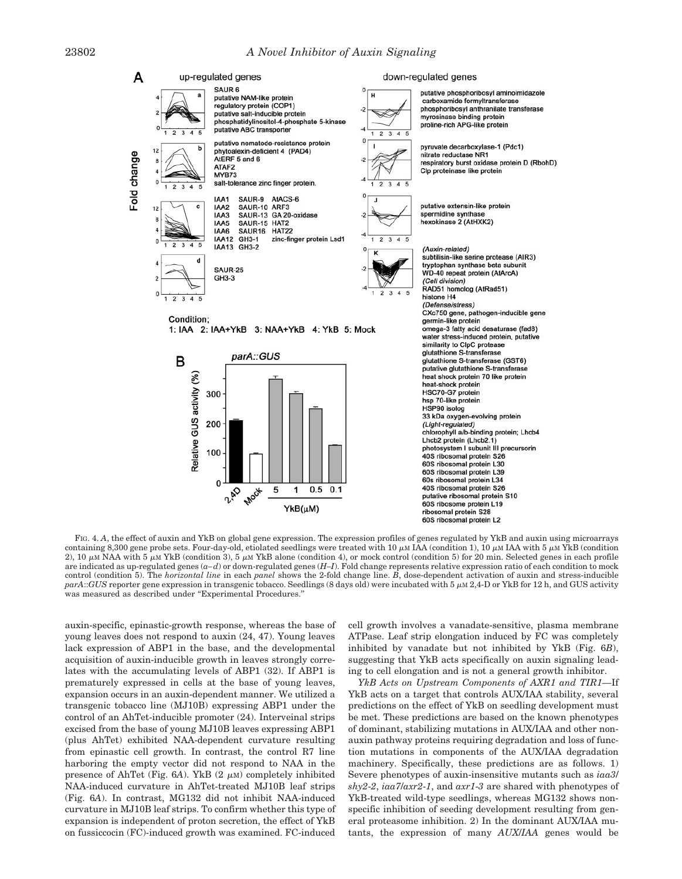A

up-regulated genes

down-regulated genes

SAUR 6
putative NAM-like protein
regulatory protein (COP1)
putative salt-inducible protein
phosphatidylinositol-4-phosphate 5-kinase
putative ABC transporter

putative nematode-resistance protein
phytoalexin-deficient 4 (PAD4)
AtERF 5 and 6
ATAF2
MYB73
salt-tolerance zinc finger protein.

IAA1 SAUR-9 AtACS-6
IAA2 SAUR-10 ARF3
IAA3 SAUR-13 GA 20-oxidase
IAA5 SAUR-15 HAT2
IAA6 SAUR16 HAT22
IAA12 GH3-1 zinc-finger protein Lsd1
IAA13 GH3-2

SAUR-25
GH3-3

putative phosphoribosyl aminoimidazole carboxamide formyltransferase
phosphoribosyl anthranilate transferase
myrosinase binding protein
proline-rich APG-like protein

pyruvate decarboxylase-1 (Pdc1)
nitrate reductase NR1
respiratory burst oxidase protein D (RbohD)
Clp proteinase like protein

putative extensin-like protein
spermidine synthase
hexokinase 2 (AtHXK2)

(Auxin-related)
subtilisin-like serine protease (AIR3)
tryptophan synthase beta subunit
WD-40 repeat protein (AtArcA)
(Cell division)
RAD51 homolog (AtRad51)
histone H4
(Defense/stress)
CXc750 gene, pathogen-inducible gene
germin-like protein
omega-3 fatty acid desaturase (fad8)
water stress-induced protein, putative
similarity to ClpC protease
glutathione S-transferase
glutathione S-transferase (GST6)
putative glutathione S-transferase
heat shock protein 70 like protein
heat-shock protein
HSC70-G7 protein
hsp 70-like protein
HSP90 isolog
33 kDa oxygen-evolving protein
(Light-regulated)
chlorophyll a/b-binding protein; Lhcb4
Lhcb2 protein (Lhcb2.1)
photosystem I subunit III precursorin
40S ribosomal protein S26
60S ribosomal protein L30
60S ribosomal protein L39
60s ribosomal protein L34
40S ribosomal protein S26
putative ribosomal protein S10
60S ribosome protein L19
ribosomal protein S28
60S ribosomal protein L2

Condition;
1: IAA 2: IAA+YkB 3: NAA+YkB 4: YkB 5: Mock

B

*parA*::*GUS*

FIG. 4. *A*, the effect of auxin and YkB on global gene expression. The expression profiles of genes regulated by YkB and auxin using microarrays containing 8,300 gene probe sets. Four-day-old, etiolated seedlings were treated with 10 $\mu$M IAA (condition 1), 10 $\mu$M IAA with 5 $\mu$M YkB (condition 2), 10 $\mu$M NAA with 5 $\mu$M YkB (condition 3), 5 $\mu$M YkB alone (condition 4), or mock control (condition 5) for 20 min. Selected genes in each profile are indicated as up-regulated genes (*a–d*) or down-regulated genes (*H–I*). Fold change represents relative expression ratio of each condition to mock control (condition 5). The *horizontal line* in each *panel* shows the 2-fold change line. *B*, dose-dependent activation of auxin and stress-inducible *parA*::*GUS* reporter gene expression in transgenic tobacco. Seedlings (8 days old) were incubated with 5 $\mu$M 2,4-D or YkB for 12 h, and GUS activity was measured as described under "Experimental Procedures."

auxin-specific, epinastic-growth response, whereas the base of young leaves does not respond to auxin (24, 47). Young leaves lack expression of ABP1 in the base, and the developmental acquisition of auxin-inducible growth in leaves strongly correlates with the accumulating levels of ABP1 (32). If ABP1 is prematurely expressed in cells at the base of young leaves, expansion occurs in an auxin-dependent manner. We utilized a transgenic tobacco line (MJ10B) expressing ABP1 under the control of an AhTet-inducible promoter (24). Interveinal strips excised from the base of young MJ10B leaves expressing ABP1 (plus AhTet) exhibited NAA-dependent curvature resulting from epinastic cell growth. In contrast, the control R7 line harboring the empty vector did not respond to NAA in the presence of AhTet (Fig. 6*A*). YkB (2 $\mu$M) completely inhibited NAA-induced curvature in AhTet-treated MJ10B leaf strips (Fig. 6*A*). In contrast, MG132 did not inhibit NAA-induced curvature in MJ10B leaf strips. To confirm whether this type of expansion is independent of proton secretion, the effect of YkB on fussiccocin (FC)-induced growth was examined. FC-induced cell growth involves a vanadate-sensitive, plasma membrane ATPase. Leaf strip elongation induced by FC was completely inhibited by vanadate but not inhibited by YkB (Fig. 6*B*), suggesting that YkB acts specifically on auxin signaling leading to cell elongation and is not a general growth inhibitor.

*YkB Acts on Upstream Components of AXR1 and TIR1*—If YkB acts on a target that controls AUX/IAA stability, several predictions on the effect of YkB on seedling development must be met. These predictions are based on the known phenotypes of dominant, stabilizing mutations in AUX/IAA and other non-auxin pathway proteins requiring degradation and loss of function mutations in components of the AUX/IAA degradation machinery. Specifically, these predictions are as follows. 1) Severe phenotypes of auxin-insensitive mutants such as *iaa3/shy2-2*, *iaa7/axr2-1*, and *axr1-3* are shared with phenotypes of YkB-treated wild-type seedlings, whereas MG132 shows nonspecific inhibition of seeding development resulting from general proteasome inhibition. 2) In the dominant AUX/IAA mutants, the expression of many *AUX/IAA* genes would be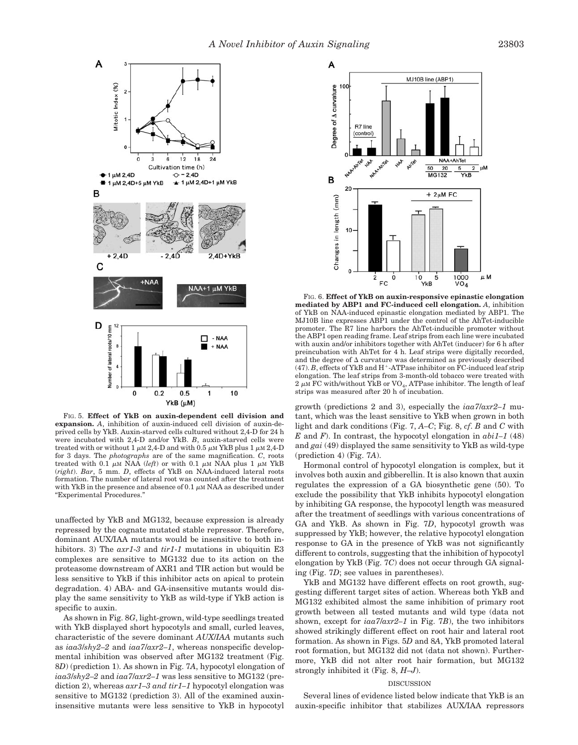FIG. 5. **Effect of YkB on auxin-dependent cell division and expansion.** *A*, inhibition of auxin-induced cell division of auxin-deprived cells by YkB. Auxin-starved cells cultured without 2,4-D for 24 h were incubated with 2,4-D and/or YkB. *B*, auxin-starved cells were treated with or without 1 $\mu$M 2,4-D and with 0.5 $\mu$M YkB plus 1 $\mu$M 2,4-D for 3 days. The *photographs* are of the same magnification. *C*, roots treated with 0.1 $\mu$M NAA (*left*) or with 0.1 $\mu$M NAA plus 1 $\mu$M YkB (*right*). *Bar*, 5 mm. *D*, effects of YkB on NAA-induced lateral roots formation. The number of lateral root was counted after the treatment with YkB in the presence and absence of 0.1 $\mu$M NAA as described under "Experimental Procedures."

unaffected by YkB and MG132, because expression is already repressed by the cognate mutated stable repressor. Therefore, dominant AUX/IAA mutants would be insensitive to both inhibitors. 3) The *axr1-3* and *tir1-1* mutations in ubiquitin E3 complexes are sensitive to MG132 due to its action on the proteasome downstream of AXR1 and TIR action but would be less sensitive to YkB if this inhibitor acts on apical to protein degradation. 4) ABA- and GA-insensitive mutants would display the same sensitivity to YkB as wild-type if YkB action is specific to auxin.

As shown in Fig. 8*G*, light-grown, wild-type seedlings treated with YkB displayed short hypocotyls and small, curled leaves, characteristic of the severe dominant *AUX/IAA* mutants such as *iaa3/shy2–2* and *iaa7/axr2–1*, whereas nonspecific developmental inhibition was observed after MG132 treatment (Fig. 8*D*) (prediction 1). As shown in Fig. 7*A*, hypocotyl elongation of *iaa3/shy2–2* and *iaa7/axr2–1* was less sensitive to MG132 (prediction 2), whereas *axr1–3 and tir1–1* hypocotyl elongation was sensitive to MG132 (prediction 3). All of the examined auxin-insensitive mutants were less sensitive to YkB in hypocotyl growth (predictions 2 and 3), especially the *iaa7/axr2–1* mutant, which was the least sensitive to YkB when grown in both light and dark conditions (Fig. 7, *A–C*; Fig. 8, *cf*. *B* and *C* with *E* and *F*). In contrast, the hypocotyl elongation in *abi1–1* (48) and *gai* (49) displayed the same sensitivity to YkB as wild-type (prediction 4) (Fig. 7*A*).

FIG. 6. **Effect of YkB on auxin-responsive epinastic elongation mediated by ABP1 and FC-induced cell elongation.** *A*, inhibition of YkB on NAA-induced epinastic elongation mediated by ABP1. The MJ10B line expresses ABP1 under the control of the AhTet-inducible promoter. The R7 line harbors the AhTet-inducible promoter without the ABP1 open reading frame. Leaf strips from each line were incubated with auxin and/or inhibitors together with AhTet (inducer) for 6 h after preincubation with AhTet for 4 h. Leaf strips were digitally recorded, and the degree of Δ curvature was determined as previously described (47). *B*, effects of YkB and $H^+$-ATPase inhibitor on FC-induced leaf strip elongation. The leaf strips from 3-month-old tobacco were treated with 2 $\mu$M FC with/without YkB or $VO_4$, ATPase inhibitor. The length of leaf strips was measured after 20 h of incubation.

Hormonal control of hypocotyl elongation is complex, but it involves both auxin and gibberellin. It is also known that auxin regulates the expression of a GA biosynthetic gene (50). To exclude the possibility that YkB inhibits hypocotyl elongation by inhibiting GA response, the hypocotyl length was measured after the treatment of seedlings with various concentrations of GA and YkB. As shown in Fig. 7*D*, hypocotyl growth was suppressed by YkB; however, the relative hypocotyl elongation response to GA in the presence of YkB was not significantly different to controls, suggesting that the inhibition of hypocotyl elongation by YkB (Fig. 7*C*) does not occur through GA signaling (Fig. 7*D*; see values in parentheses).

YkB and MG132 have different effects on root growth, suggesting different target sites of action. Whereas both YkB and MG132 exhibited almost the same inhibition of primary root growth between all tested mutants and wild type (data not shown, except for *iaa7/axr2–1* in Fig. 7*B*), the two inhibitors showed strikingly different effect on root hair and lateral root formation. As shown in Figs. 5*D* and 8*A*, YkB promoted lateral root formation, but MG132 did not (data not shown). Furthermore, YkB did not alter root hair formation, but MG132 strongly inhibited it (Fig. 8, *H–J*).

## DISCUSSION

Several lines of evidence listed below indicate that YkB is an auxin-specific inhibitor that stabilizes AUX/IAA repressors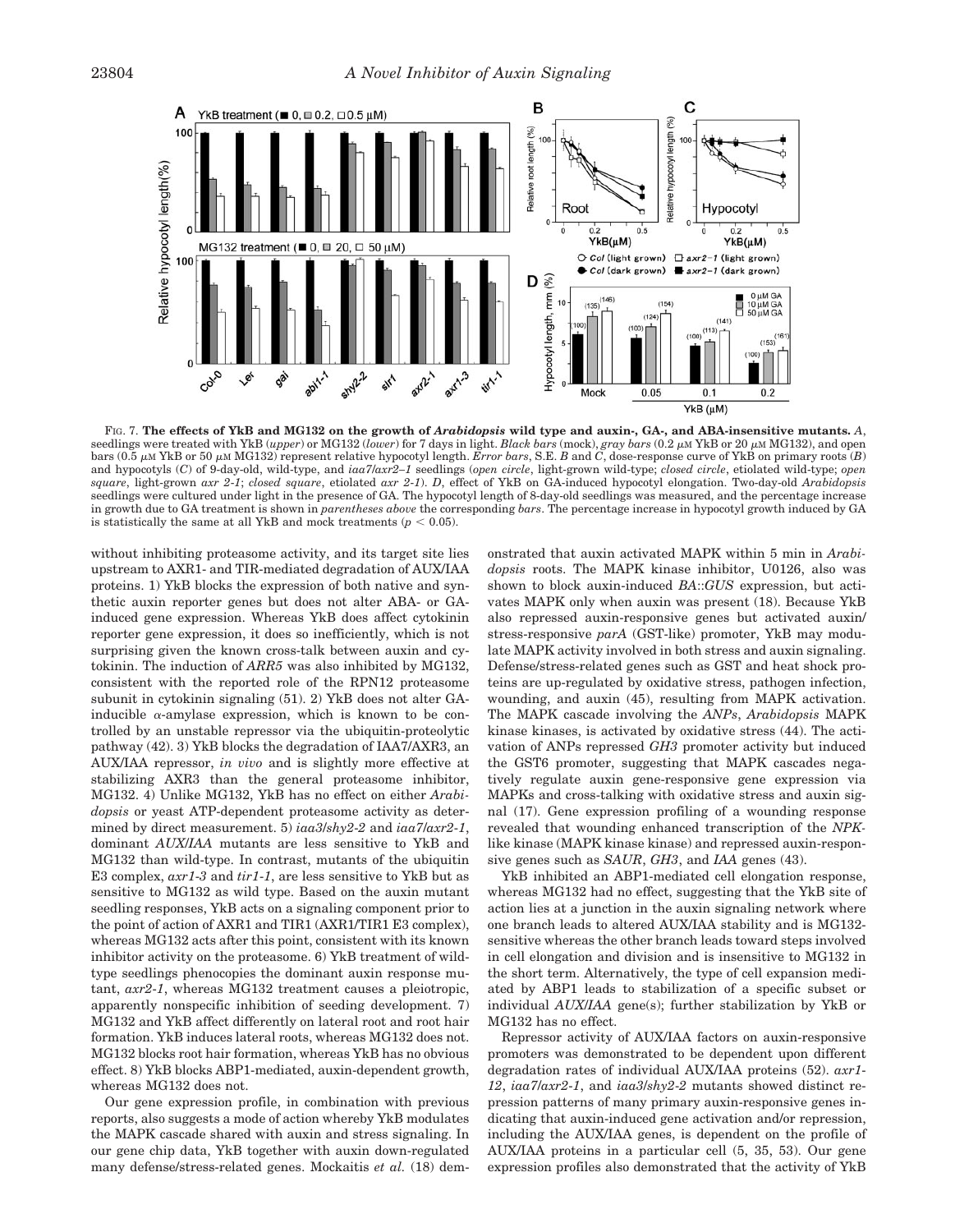FIG. 7. **The effects of YkB and MG132 on the growth of *Arabidopsis* wild type and auxin-, GA-, and ABA-insensitive mutants.** *A*, seedlings were treated with YkB (*upper*) or MG132 (*lower*) for 7 days in light. *Black bars* (mock), *gray bars* (0.2 μM YkB or 20 μM MG132), and open bars (0.5 μM YkB or 50 μM MG132) represent relative hypocotyl length. *Error bars*, S.E. *B* and *C*, dose-response curve of YkB on primary roots (*B*) and hypocotyls (*C*) of 9-day-old, wild-type, and *iaa7/axr2–1* seedlings (*open circle*, light-grown wild-type; *closed circle*, etiolated wild-type; *open square*, light-grown *axr 2-1*; *closed square*, etiolated *axr 2-1*). *D*, effect of YkB on GA-induced hypocotyl elongation. Two-day-old *Arabidopsis* seedlings were cultured under light in the presence of GA. The hypocotyl length of 8-day-old seedlings was measured, and the percentage increase in growth due to GA treatment is shown in *parentheses above* the corresponding *bars*. The percentage increase in hypocotyl growth induced by GA is statistically the same at all YkB and mock treatments ($p < 0.05$).

without inhibiting proteasome activity, and its target site lies upstream to AXR1- and TIR-mediated degradation of AUX/IAA proteins. 1) YkB blocks the expression of both native and synthetic auxin reporter genes but does not alter ABA- or GA-induced gene expression. Whereas YkB does affect cytokinin reporter gene expression, it does so inefficiently, which is not surprising given the known cross-talk between auxin and cytokinin. The induction of *ARR5* was also inhibited by MG132, consistent with the reported role of the RPN12 proteasome subunit in cytokinin signaling (51). 2) YkB does not alter GA-inducible α-amylase expression, which is known to be controlled by an unstable repressor via the ubiquitin-proteolytic pathway (42). 3) YkB blocks the degradation of IAA7/AXR3, an AUX/IAA repressor, *in vivo* and is slightly more effective at stabilizing AXR3 than the general proteasome inhibitor, MG132. 4) Unlike MG132, YkB has no effect on either *Arabidopsis* or yeast ATP-dependent proteasome activity as determined by direct measurement. 5) *iaa3/shy2-2* and *iaa7/axr2-1*, dominant *AUX/IAA* mutants are less sensitive to YkB and MG132 than wild-type. In contrast, mutants of the ubiquitin E3 complex, *axr1-3* and *tir1-1*, are less sensitive to YkB but as sensitive to MG132 as wild type. Based on the auxin mutant seedling responses, YkB acts on a signaling component prior to the point of action of AXR1 and TIR1 (AXR1/TIR1 E3 complex), whereas MG132 acts after this point, consistent with its known inhibitor activity on the proteasome. 6) YkB treatment of wild-type seedlings phenocopies the dominant auxin response mutant, *axr2-1*, whereas MG132 treatment causes a pleiotropic, apparently nonspecific inhibition of seeding development. 7) MG132 and YkB affect differently on lateral root and root hair formation. YkB induces lateral roots, whereas MG132 does not. MG132 blocks root hair formation, whereas YkB has no obvious effect. 8) YkB blocks ABP1-mediated, auxin-dependent growth, whereas MG132 does not.

Our gene expression profile, in combination with previous reports, also suggests a mode of action whereby YkB modulates the MAPK cascade shared with auxin and stress signaling. In our gene chip data, YkB together with auxin down-regulated many defense/stress-related genes. Mockaitis *et al.* (18) demonstrated that auxin activated MAPK within 5 min in *Arabidopsis* roots. The MAPK kinase inhibitor, U0126, also was shown to block auxin-induced *BA*::*GUS* expression, but activates MAPK only when auxin was present (18). Because YkB also repressed auxin-responsive genes but activated auxin/stress-responsive *parA* (GST-like) promoter, YkB may modulate MAPK activity involved in both stress and auxin signaling. Defense/stress-related genes such as GST and heat shock proteins are up-regulated by oxidative stress, pathogen infection, wounding, and auxin (45), resulting from MAPK activation. The MAPK cascade involving the *ANPs*, *Arabidopsis* MAPK kinase kinases, is activated by oxidative stress (44). The activation of ANPs repressed *GH3* promoter activity but induced the GST6 promoter, suggesting that MAPK cascades negatively regulate auxin gene-responsive gene expression via MAPKs and cross-talking with oxidative stress and auxin signal (17). Gene expression profiling of a wounding response revealed that wounding enhanced transcription of the *NPK*-like kinase (MAPK kinase kinase) and repressed auxin-responsive genes such as *SAUR*, *GH3*, and *IAA* genes (43).

YkB inhibited an ABP1-mediated cell elongation response, whereas MG132 had no effect, suggesting that the YkB site of action lies at a junction in the auxin signaling network where one branch leads to altered AUX/IAA stability and is MG132-sensitive whereas the other branch leads toward steps involved in cell elongation and division and is insensitive to MG132 in the short term. Alternatively, the type of cell expansion mediated by ABP1 leads to stabilization of a specific subset or individual *AUX/IAA* gene(s); further stabilization by YkB or MG132 has no effect.

Repressor activity of AUX/IAA factors on auxin-responsive promoters was demonstrated to be dependent upon different degradation rates of individual AUX/IAA proteins (52). *axr1-12*, *iaa7/axr2-1*, and *iaa3/shy2-2* mutants showed distinct repression patterns of many primary auxin-responsive genes indicating that auxin-induced gene activation and/or repression, including the AUX/IAA genes, is dependent on the profile of AUX/IAA proteins in a particular cell (5, 35, 53). Our gene expression profiles also demonstrated that the activity of YkB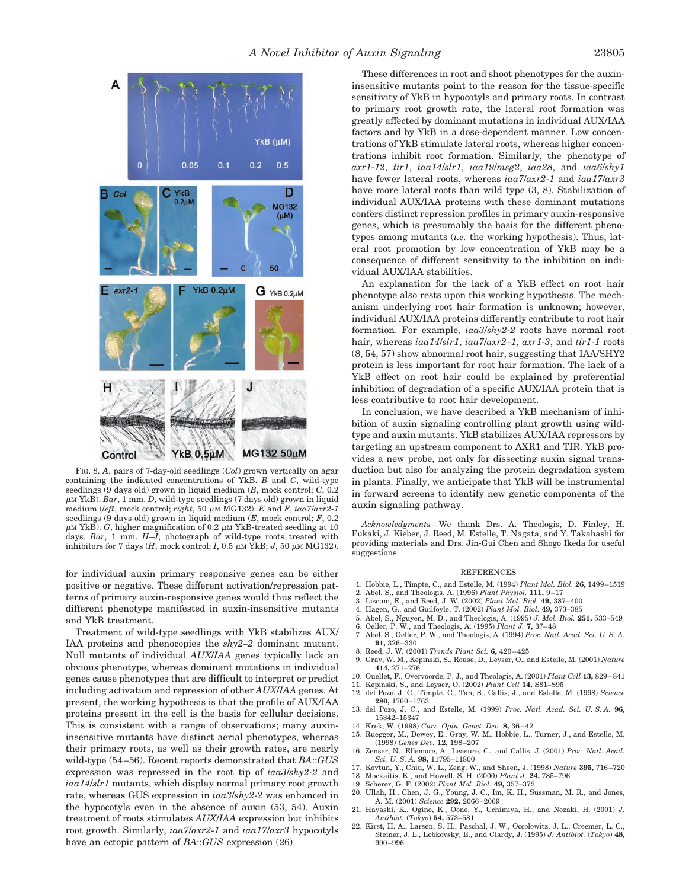FIG. 8. *A*, pairs of 7-day-old seedlings (*Col*) grown vertically on agar containing the indicated concentrations of YkB. *B* and *C*, wild-type seedlings (9 days old) grown in liquid medium (*B*, mock control; *C*, 0.2 μM YkB). *Bar*, 1 mm. *D*, wild-type seedlings (7 days old) grown in liquid medium (*left*, mock control; *right*, 50 μM MG132). *E* and *F*, *iaa7/axr2-1* seedlings (9 days old) grown in liquid medium (*E*, mock control; *F*, 0.2 μM YkB). *G*, higher magnification of 0.2 μM YkB-treated seedling at 10 days. *Bar*, 1 mm. *H–J*, photograph of wild-type roots treated with inhibitors for 7 days (*H*, mock control; *I*, 0.5 μM YkB; *J*, 50 μM MG132).

for individual auxin primary responsive genes can be either positive or negative. These different activation/repression patterns of primary auxin-responsive genes would thus reflect the different phenotype manifested in auxin-insensitive mutants and YkB treatment.

Treatment of wild-type seedlings with YkB stabilizes AUX/IAA proteins and phenocopies the *shy2–2* dominant mutant. Null mutants of individual *AUX/IAA* genes typically lack an obvious phenotype, whereas dominant mutations in individual genes cause phenotypes that are difficult to interpret or predict including activation and repression of other *AUX/IAA* genes. At present, the working hypothesis is that the profile of AUX/IAA proteins present in the cell is the basis for cellular decisions. This is consistent with a range of observations; many auxin-insensitive mutants have distinct aerial phenotypes, whereas their primary roots, as well as their growth rates, are nearly wild-type (54–56). Recent reports demonstrated that *BA*::*GUS* expression was repressed in the root tip of *iaa3/shy2-2* and *iaa14/slr1* mutants, which display normal primary root growth rate, whereas GUS expression in *iaa3/shy2-2* was enhanced in the hypocotyls even in the absence of auxin (53, 54). Auxin treatment of roots stimulates *AUX/IAA* expression but inhibits root growth. Similarly, *iaa7/axr2-1* and *iaa17/axr3* hypocotyls have an ectopic pattern of *BA*::*GUS* expression (26).

These differences in root and shoot phenotypes for the auxin-insensitive mutants point to the reason for the tissue-specific sensitivity of YkB in hypocotyls and primary roots. In contrast to primary root growth rate, the lateral root formation was greatly affected by dominant mutations in individual AUX/IAA factors and by YkB in a dose-dependent manner. Low concentrations of YkB stimulate lateral roots, whereas higher concentrations inhibit root formation. Similarly, the phenotype of *axr1-12*, *tir1*, *iaa14/slr1*, *iaa19/msg2*, *iaa28*, and *iaa6/shy1* have fewer lateral roots, whereas *iaa7/axr2-1* and *iaa17/axr3* have more lateral roots than wild type (3, 8). Stabilization of individual AUX/IAA proteins with these dominant mutations confers distinct repression profiles in primary auxin-responsive genes, which is presumably the basis for the different phenotypes among mutants (*i.e.* the working hypothesis). Thus, lateral root promotion by low concentration of YkB may be a consequence of different sensitivity to the inhibition on individual AUX/IAA stabilities.

An explanation for the lack of a YkB effect on root hair phenotype also rests upon this working hypothesis. The mechanism underlying root hair formation is unknown; however, individual AUX/IAA proteins differently contribute to root hair formation. For example, *iaa3/shy2-2* roots have normal root hair, whereas *iaa14/slr1*, *iaa7/axr2–1*, *axr1-3*, and *tir1-1* roots (8, 54, 57) show abnormal root hair, suggesting that IAA/SHY2 protein is less important for root hair formation. The lack of a YkB effect on root hair could be explained by preferential inhibition of degradation of a specific AUX/IAA protein that is less contributive to root hair development.

In conclusion, we have described a YkB mechanism of inhibition of auxin signaling controlling plant growth using wild-type and auxin mutants. YkB stabilizes AUX/IAA repressors by targeting an upstream component to AXR1 and TIR. YkB provides a new probe, not only for dissecting auxin signal transduction but also for analyzing the protein degradation system in plants. Finally, we anticipate that YkB will be instrumental in forward screens to identify new genetic components of the auxin signaling pathway.

*Acknowledgments*—We thank Drs. A. Theologis, D. Finley, H. Fukaki, J. Kieber, J. Reed, M. Estelle, T. Nagata, and Y. Takahashi for providing materials and Drs. Jin-Gui Chen and Shogo Ikeda for useful suggestions.

## REFERENCES

1. Hobbie, L., Timpte, C., and Estelle, M. (1994) *Plant Mol. Biol.* **26,** 1499–1519
2. Abel, S., and Theologis, A. (1996) *Plant Physiol.* **111,** 9–17
3. Liscum, E., and Reed, J. W. (2002) *Plant Mol. Biol.* **49,** 387–400
4. Hagen, G., and Guilfoyle, T. (2002) *Plant Mol. Biol.* **49,** 373–385
5. Abel, S., Nguyen, M. D., and Theologis, A. (1995) *J. Mol. Biol.* **251,** 533–549
6. Oeller, P. W., and Theologis, A. (1995) *Plant J.* **7,** 37–48
7. Abel, S., Oeller, P. W., and Theologis, A. (1994) *Proc. Natl. Acad. Sci. U. S. A.* **91,** 326–330
8. Reed, J. W. (2001) *Trends Plant Sci.* **6,** 420–425
9. Gray, W. M., Kepinski, S., Rouse, D., Leyser, O., and Estelle, M. (2001) *Nature* **414,** 271–276
10. Ouellet, F., Overvoorde, P. J., and Theologis, A. (2001) *Plant Cell* **13,** 829–841
11. Kepinski, S., and Leyser, O. (2002) *Plant Cell* **14,** S81–S95
12. del Pozo, J. C., Timpte, C., Tan, S., Callis, J., and Estelle, M. (1998) *Science* **280,** 1760–1763
13. del Pozo, J. C., and Estelle, M. (1999) *Proc. Natl. Acad. Sci. U. S. A.* **96,** 15342–15347
14. Krek, W. (1998) *Curr. Opin. Genet. Dev.* **8,** 36–42
15. Ruegger, M., Dewey, E., Gray, W. M., Hobbie, L., Turner, J., and Estelle, M. (1998) *Genes Dev.* **12,** 198–207
16. Zenser, N., Ellsmore, A., Leasure, C., and Callis, J. (2001) *Proc. Natl. Acad. Sci. U. S. A.* **98,** 11795–11800
17. Kovtun, Y., Chiu, W. L., Zeng, W., and Sheen, J. (1998) *Nature* **395,** 716–720
18. Mockaitis, K., and Howell, S. H. (2000) *Plant J.* **24,** 785–796
19. Scherer, G. F. (2002) *Plant Mol. Biol.* **49,** 357–372
20. Ullah, H., Chen, J. G., Young, J. C., Im, K. H., Sussman, M. R., and Jones, A. M. (2001) *Science* **292,** 2066–2069
21. Hayashi, K., Ogino, K., Oono, Y., Uchimiya, H., and Nozaki, H. (2001) *J. Antibiot. (Tokyo)* **54,** 573–581
22. Kirst, H. A., Larsen, S. H., Paschal, J. W., Occolowitz, J. L., Creemer, L. C., Steiner, J. L., Lobkovsky, E., and Clardy, J. (1995) *J. Antibiot. (Tokyo)* **48,** 990–996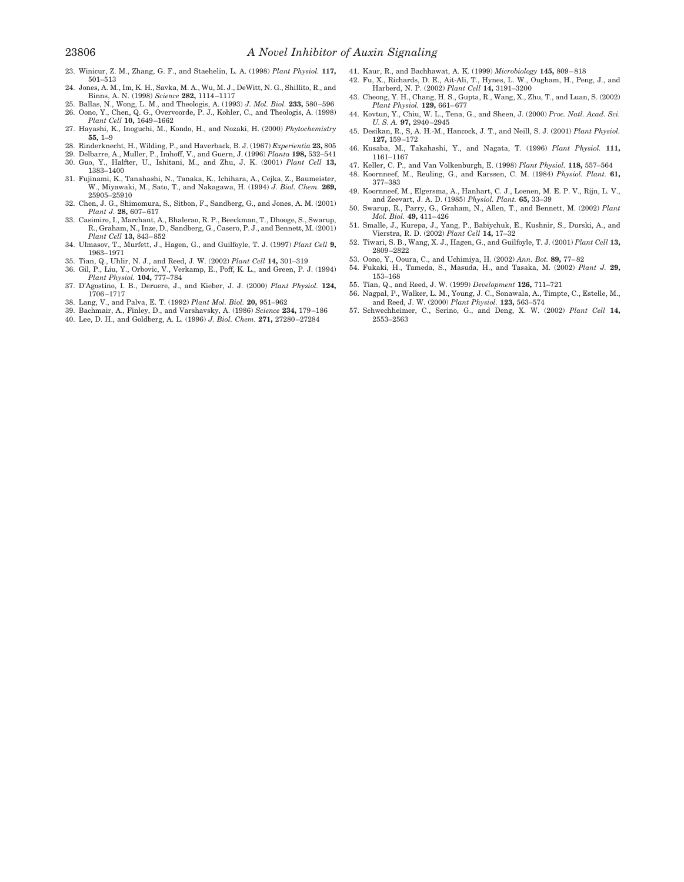23. Winicur, Z. M., Zhang, G. F., and Staehelin, L. A. (1998) *Plant Physiol.* **117,** 501–513
24. Jones, A. M., Im, K. H., Savka, M. A., Wu, M. J., DeWitt, N. G., Shillito, R., and Binns, A. N. (1998) *Science* **282,** 1114–1117
25. Ballas, N., Wong, L. M., and Theologis, A. (1993) *J. Mol. Biol.* **233,** 580–596
26. Oono, Y., Chen, Q. G., Overvoorde, P. J., Kohler, C., and Theologis, A. (1998) *Plant Cell* **10,** 1649–1662
27. Hayashi, K., Inoguchi, M., Kondo, H., and Nozaki, H. (2000) *Phytochemistry* **55,** 1–9
28. Rinderknecht, H., Wilding, P., and Haverback, B. J. (1967) *Experientia* **23,** 805
29. Delbarre, A., Muller, P., Imhoff, V., and Guern, J. (1996) *Planta* **198,** 532–541
30. Guo, Y., Halfter, U., Ishitani, M., and Zhu, J. K. (2001) *Plant Cell* **13,** 1383–1400
31. Fujinami, K., Tanahashi, N., Tanaka, K., Ichihara, A., Cejka, Z., Baumeister, W., Miyawaki, M., Sato, T., and Nakagawa, H. (1994) *J. Biol. Chem.* **269,** 25905–25910
32. Chen, J. G., Shimomura, S., Sitbon, F., Sandberg, G., and Jones, A. M. (2001) *Plant J.* **28,** 607–617
33. Casimiro, I., Marchant, A., Bhalerao, R. P., Beeckman, T., Dhooge, S., Swarup, R., Graham, N., Inze, D., Sandberg, G., Casero, P. J., and Bennett, M. (2001) *Plant Cell* **13,** 843–852
34. Ulmasov, T., Murfett, J., Hagen, G., and Guilfoyle, T. J. (1997) *Plant Cell* **9,** 1963–1971
35. Tian, Q., Uhlir, N. J., and Reed, J. W. (2002) *Plant Cell* **14,** 301–319
36. Gil, P., Liu, Y., Orbovic, V., Verkamp, E., Poff, K. L., and Green, P. J. (1994) *Plant Physiol.* **104,** 777–784
37. D'Agostino, I. B., Deruere, J., and Kieber, J. J. (2000) *Plant Physiol.* **124,** 1706–1717
38. Lang, V., and Palva, E. T. (1992) *Plant Mol. Biol.* **20,** 951–962
39. Bachmair, A., Finley, D., and Varshavsky, A. (1986) *Science* **234,** 179–186
40. Lee, D. H., and Goldberg, A. L. (1996) *J. Biol. Chem.* **271,** 27280–27284
41. Kaur, R., and Bachhawat, A. K. (1999) *Microbiology* **145,** 809–818
42. Fu, X., Richards, D. E., Ait-Ali, T., Hynes, L. W., Ougham, H., Peng, J., and Harberd, N. P. (2002) *Plant Cell* **14,** 3191–3200
43. Cheong, Y. H., Chang, H. S., Gupta, R., Wang, X., Zhu, T., and Luan, S. (2002) *Plant Physiol.* **129,** 661–677
44. Kovtun, Y., Chiu, W. L., Tena, G., and Sheen, J. (2000) *Proc. Natl. Acad. Sci. U. S. A.* **97,** 2940–2945
45. Desikan, R., S, A. H.-M., Hancock, J. T., and Neill, S. J. (2001) *Plant Physiol.* **127,** 159–172
46. Kusaba, M., Takahashi, Y., and Nagata, T. (1996) *Plant Physiol.* **111,** 1161–1167
47. Keller, C. P., and Van Volkenburgh, E. (1998) *Plant Physiol.* **118,** 557–564
48. Koornneef, M., Reuling, G., and Karssen, C. M. (1984) *Physiol. Plant.* **61,** 377–383
49. Koornneef, M., Elgersma, A., Hanhart, C. J., Loenen, M. E. P. V., Rijn, L. V., and Zeevart, J. A. D. (1985) *Physiol. Plant.* **65,** 33–39
50. Swarup, R., Parry, G., Graham, N., Allen, T., and Bennett, M. (2002) *Plant Mol. Biol.* **49,** 411–426
51. Smalle, J., Kurepa, J., Yang, P., Babiychuk, E., Kushnir, S., Durski, A., and Vierstra, R. D. (2002) *Plant Cell* **14,** 17–32
52. Tiwari, S. B., Wang, X. J., Hagen, G., and Guilfoyle, T. J. (2001) *Plant Cell* **13,** 2809–2822
53. Oono, Y., Ooura, C., and Uchimiya, H. (2002) *Ann. Bot.* **89,** 77–82
54. Fukaki, H., Tameda, S., Masuda, H., and Tasaka, M. (2002) *Plant J.* **29,** 153–168
55. Tian, Q., and Reed, J. W. (1999) *Development* **126,** 711–721
56. Nagpal, P., Walker, L. M., Young, J. C., Sonawala, A., Timpte, C., Estelle, M., and Reed, J. W. (2000) *Plant Physiol.* **123,** 563–574
57. Schwechheimer, C., Serino, G., and Deng, X. W. (2002) *Plant Cell* **14,** 2553–2563